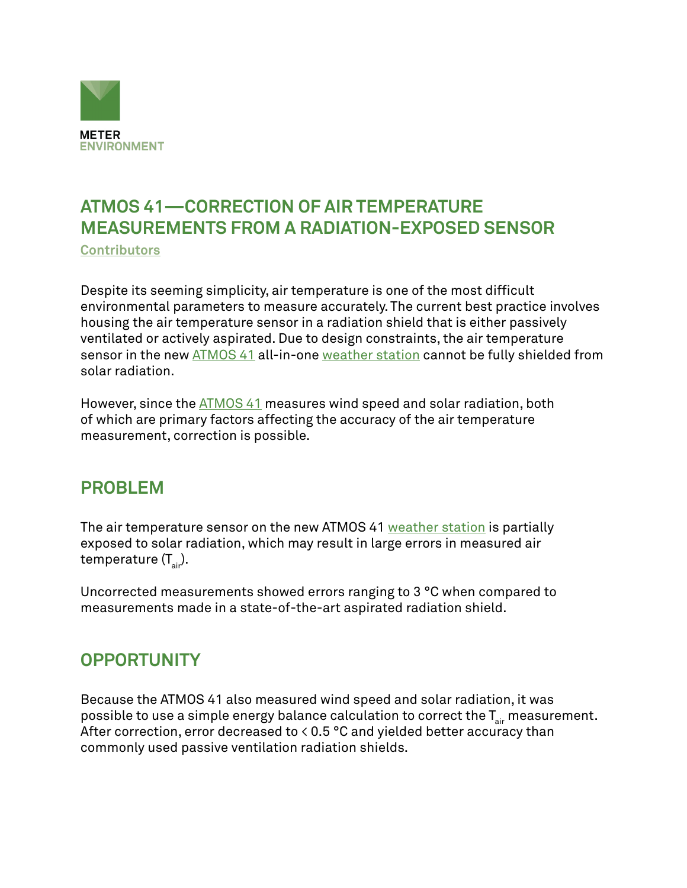METER
ENVIRONMENT

# ATMOS 41—CORRECTION OF AIR TEMPERATURE MEASUREMENTS FROM A RADIATION-EXPOSED SENSOR

Contributors

Despite its seeming simplicity, air temperature is one of the most difficult environmental parameters to measure accurately. The current best practice involves housing the air temperature sensor in a radiation shield that is either passively ventilated or actively aspirated. Due to design constraints, the air temperature sensor in the new ATMOS 41 all-in-one weather station cannot be fully shielded from solar radiation.

However, since the ATMOS 41 measures wind speed and solar radiation, both of which are primary factors affecting the accuracy of the air temperature measurement, correction is possible.

## PROBLEM

The air temperature sensor on the new ATMOS 41 weather station is partially exposed to solar radiation, which may result in large errors in measured air temperature ($T_{air}$).

Uncorrected measurements showed errors ranging to 3 °C when compared to measurements made in a state-of-the-art aspirated radiation shield.

## OPPORTUNITY

Because the ATMOS 41 also measured wind speed and solar radiation, it was possible to use a simple energy balance calculation to correct the $T_{air}$ measurement. After correction, error decreased to < 0.5 °C and yielded better accuracy than commonly used passive ventilation radiation shields.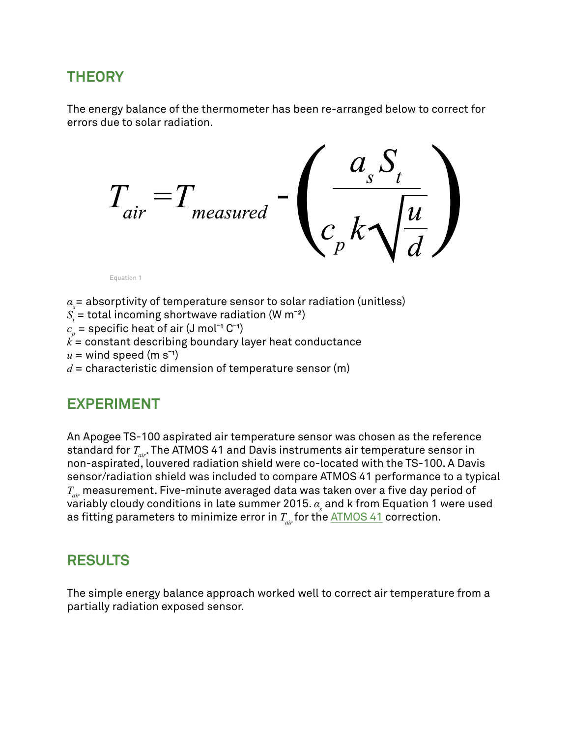## THEORY

The energy balance of the thermometer has been re-arranged below to correct for errors due to solar radiation.

$$T_{air} = T_{measured} - \left( \frac{a_s S_t}{c_p k \sqrt{\frac{u}{d}}} \right)$$

Equation 1

$\alpha_s$ = absorptivity of temperature sensor to solar radiation (unitless)
$S_t$ = total incoming shortwave radiation (W m$^{-2}$)
$c_p$ = specific heat of air (J mol$^{-1}$ C$^{-1}$)
$k$ = constant describing boundary layer heat conductance
$u$ = wind speed (m s$^{-1}$)
$d$ = characteristic dimension of temperature sensor (m)

## EXPERIMENT

An Apogee TS-100 aspirated air temperature sensor was chosen as the reference standard for $T_{air}$. The ATMOS 41 and Davis instruments air temperature sensor in non-aspirated, louvered radiation shield were co-located with the TS-100. A Davis sensor/radiation shield was included to compare ATMOS 41 performance to a typical $T_{air}$ measurement. Five-minute averaged data was taken over a five day period of variably cloudy conditions in late summer 2015. $\alpha_s$ and k from Equation 1 were used as fitting parameters to minimize error in $T_{air}$ for the ATMOS 41 correction.

## RESULTS

The simple energy balance approach worked well to correct air temperature from a partially radiation exposed sensor.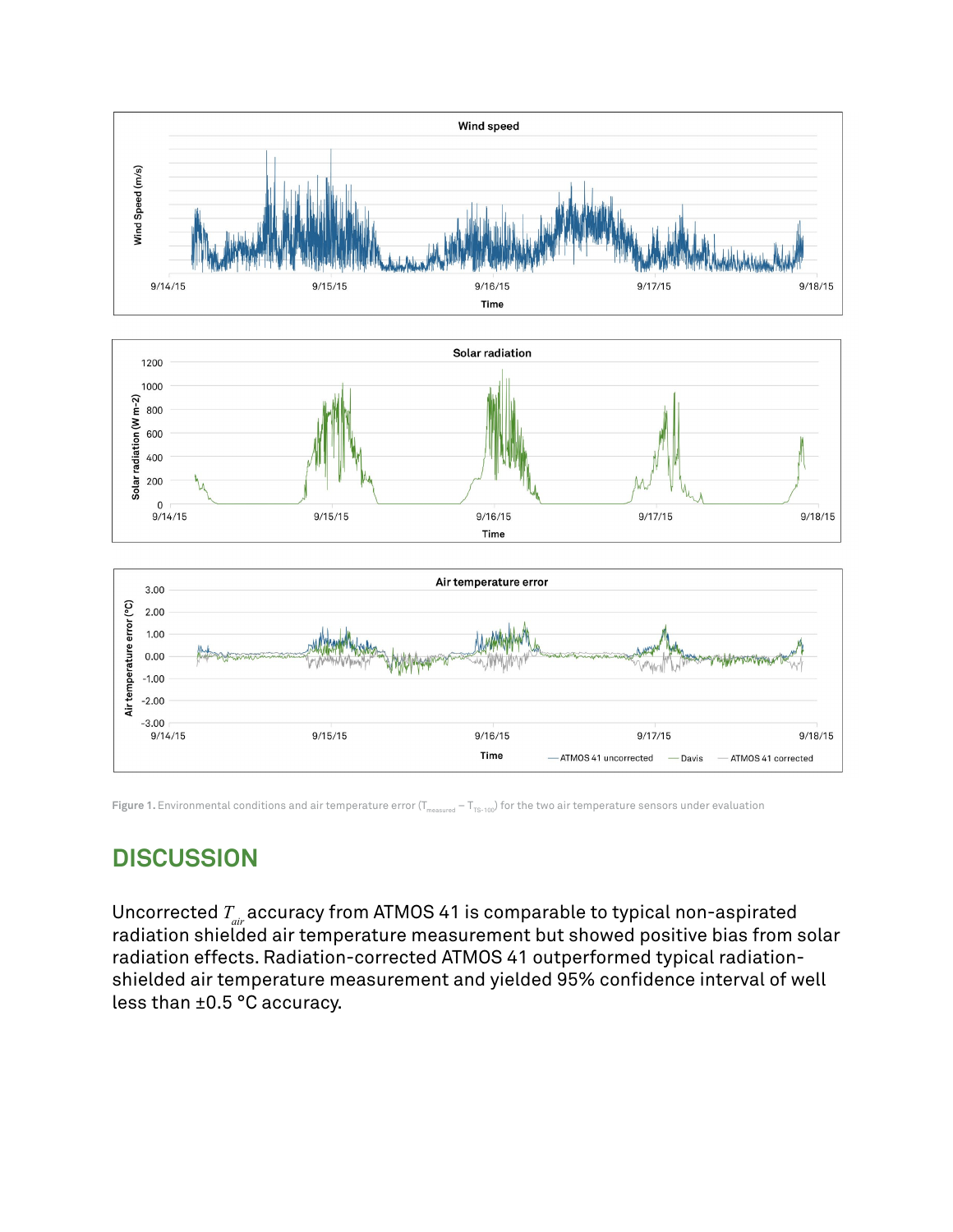Figure 1. Environmental conditions and air temperature error ($T_{measured} - T_{TS\text{-}100}$) for the two air temperature sensors under evaluation

## DISCUSSION

Uncorrected $T_{air}$ accuracy from ATMOS 41 is comparable to typical non-aspirated radiation shielded air temperature measurement but showed positive bias from solar radiation effects. Radiation-corrected ATMOS 41 outperformed typical radiation-shielded air temperature measurement and yielded 95% confidence interval of well less than ±0.5 °C accuracy.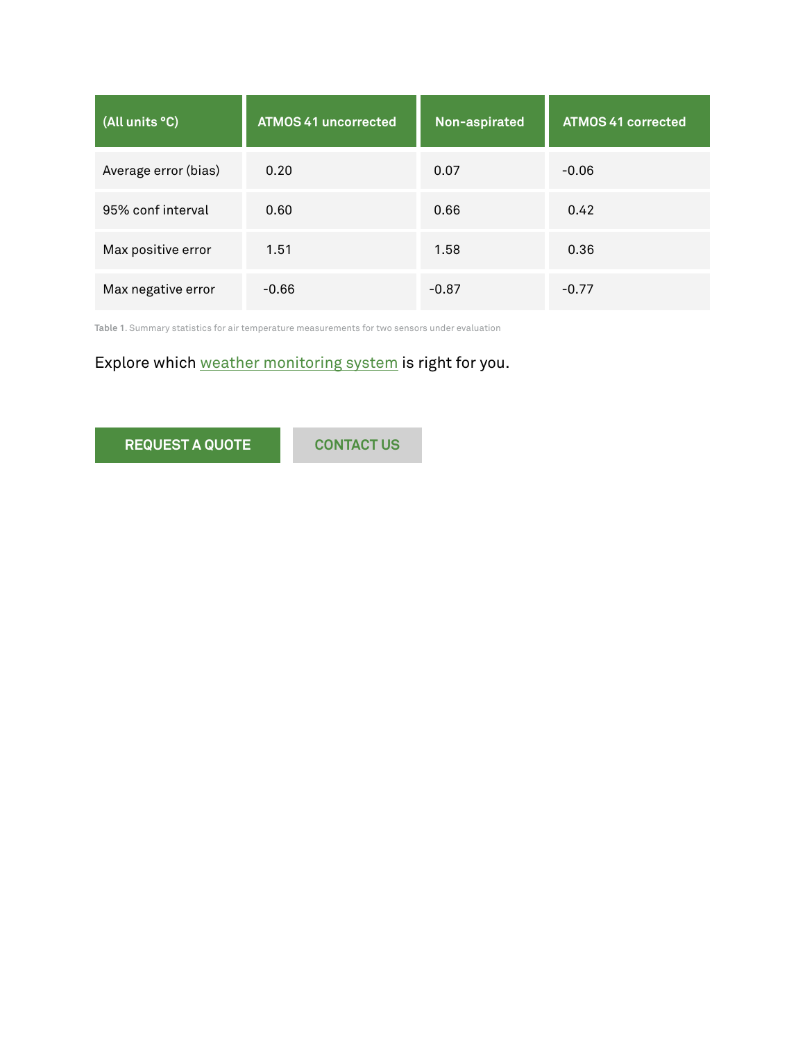| (All units °C) | ATMOS 41 uncorrected | Non-aspirated | ATMOS 41 corrected |
| --- | --- | --- | --- |
| Average error (bias) | 0.20 | 0.07 | -0.06 |
| 95% conf interval | 0.60 | 0.66 | 0.42 |
| Max positive error | 1.51 | 1.58 | 0.36 |
| Max negative error | -0.66 | -0.87 | -0.77 |

**Table 1.** Summary statistics for air temperature measurements for two sensors under evaluation

Explore which weather monitoring system is right for you.

REQUEST A QUOTE

CONTACT US